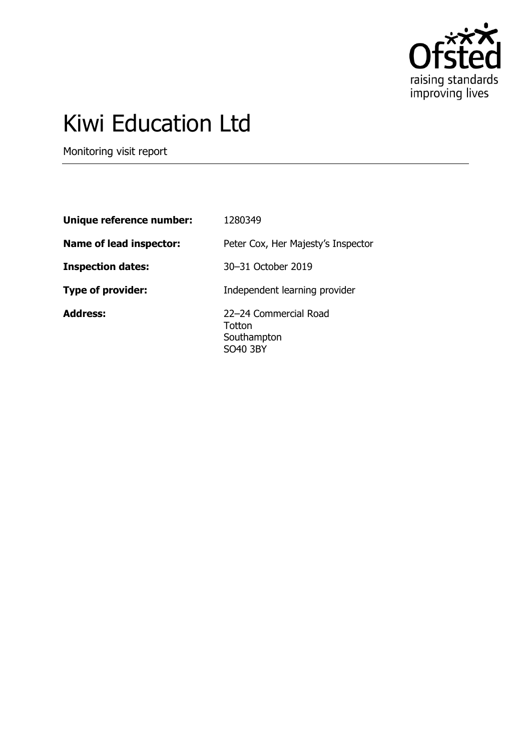# Kiwi Education Ltd

Monitoring visit report

| | |
|---|---|
| **Unique reference number:** | 1280349 |
| **Name of lead inspector:** | Peter Cox, Her Majesty's Inspector |
| **Inspection dates:** | 30–31 October 2019 |
| **Type of provider:** | Independent learning provider |
| **Address:** | 22–24 Commercial Road<br>Totton<br>Southampton<br>SO40 3BY |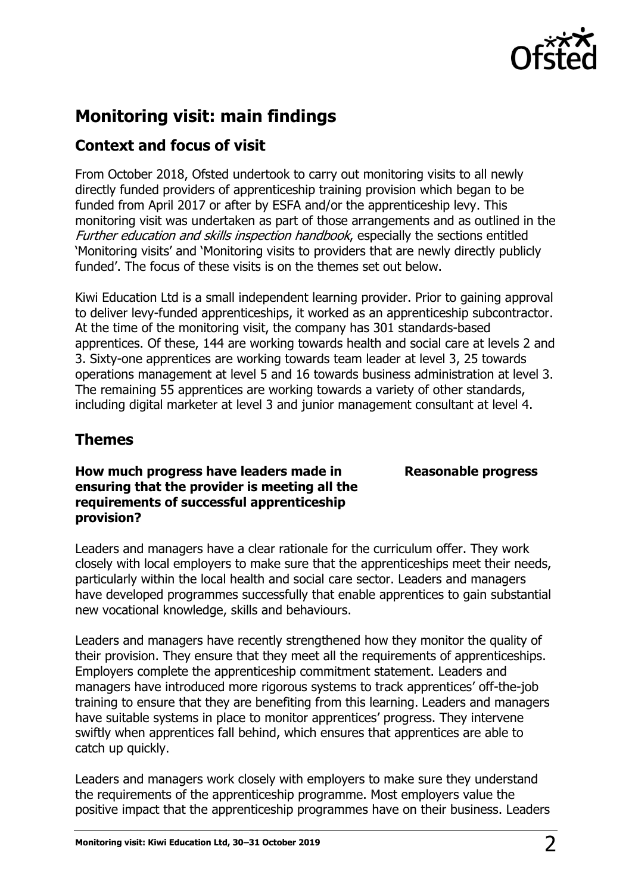## Monitoring visit: main findings

### Context and focus of visit

From October 2018, Ofsted undertook to carry out monitoring visits to all newly directly funded providers of apprenticeship training provision which began to be funded from April 2017 or after by ESFA and/or the apprenticeship levy. This monitoring visit was undertaken as part of those arrangements and as outlined in the *Further education and skills inspection handbook*, especially the sections entitled 'Monitoring visits' and 'Monitoring visits to providers that are newly directly publicly funded'. The focus of these visits is on the themes set out below.

Kiwi Education Ltd is a small independent learning provider. Prior to gaining approval to deliver levy-funded apprenticeships, it worked as an apprenticeship subcontractor. At the time of the monitoring visit, the company has 301 standards-based apprentices. Of these, 144 are working towards health and social care at levels 2 and 3. Sixty-one apprentices are working towards team leader at level 3, 25 towards operations management at level 5 and 16 towards business administration at level 3. The remaining 55 apprentices are working towards a variety of other standards, including digital marketer at level 3 and junior management consultant at level 4.

### Themes

**How much progress have leaders made in ensuring that the provider is meeting all the requirements of successful apprenticeship provision?** — **Reasonable progress**

Leaders and managers have a clear rationale for the curriculum offer. They work closely with local employers to make sure that the apprenticeships meet their needs, particularly within the local health and social care sector. Leaders and managers have developed programmes successfully that enable apprentices to gain substantial new vocational knowledge, skills and behaviours.

Leaders and managers have recently strengthened how they monitor the quality of their provision. They ensure that they meet all the requirements of apprenticeships. Employers complete the apprenticeship commitment statement. Leaders and managers have introduced more rigorous systems to track apprentices' off-the-job training to ensure that they are benefiting from this learning. Leaders and managers have suitable systems in place to monitor apprentices' progress. They intervene swiftly when apprentices fall behind, which ensures that apprentices are able to catch up quickly.

Leaders and managers work closely with employers to make sure they understand the requirements of the apprenticeship programme. Most employers value the positive impact that the apprenticeship programmes have on their business. Leaders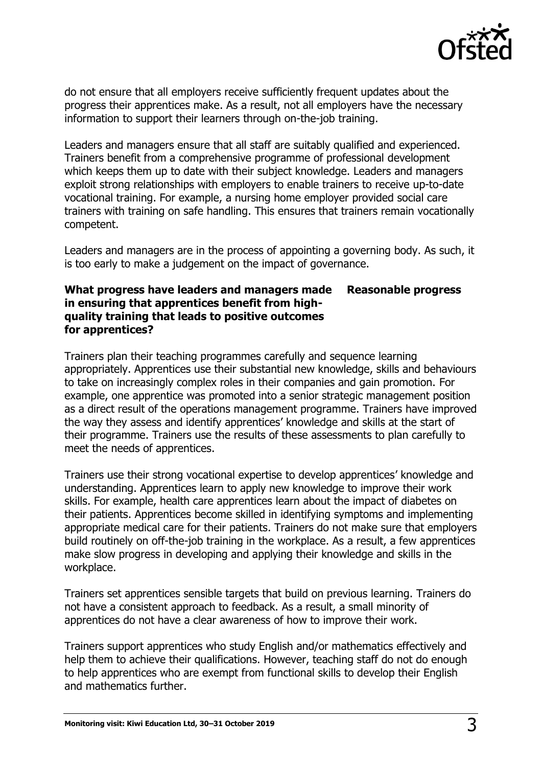do not ensure that all employers receive sufficiently frequent updates about the progress their apprentices make. As a result, not all employers have the necessary information to support their learners through on-the-job training.

Leaders and managers ensure that all staff are suitably qualified and experienced. Trainers benefit from a comprehensive programme of professional development which keeps them up to date with their subject knowledge. Leaders and managers exploit strong relationships with employers to enable trainers to receive up-to-date vocational training. For example, a nursing home employer provided social care trainers with training on safe handling. This ensures that trainers remain vocationally competent.

Leaders and managers are in the process of appointing a governing body. As such, it is too early to make a judgement on the impact of governance.

**What progress have leaders and managers made in ensuring that apprentices benefit from high-quality training that leads to positive outcomes for apprentices?** **Reasonable progress**

Trainers plan their teaching programmes carefully and sequence learning appropriately. Apprentices use their substantial new knowledge, skills and behaviours to take on increasingly complex roles in their companies and gain promotion. For example, one apprentice was promoted into a senior strategic management position as a direct result of the operations management programme. Trainers have improved the way they assess and identify apprentices' knowledge and skills at the start of their programme. Trainers use the results of these assessments to plan carefully to meet the needs of apprentices.

Trainers use their strong vocational expertise to develop apprentices' knowledge and understanding. Apprentices learn to apply new knowledge to improve their work skills. For example, health care apprentices learn about the impact of diabetes on their patients. Apprentices become skilled in identifying symptoms and implementing appropriate medical care for their patients. Trainers do not make sure that employers build routinely on off-the-job training in the workplace. As a result, a few apprentices make slow progress in developing and applying their knowledge and skills in the workplace.

Trainers set apprentices sensible targets that build on previous learning. Trainers do not have a consistent approach to feedback. As a result, a small minority of apprentices do not have a clear awareness of how to improve their work.

Trainers support apprentices who study English and/or mathematics effectively and help them to achieve their qualifications. However, teaching staff do not do enough to help apprentices who are exempt from functional skills to develop their English and mathematics further.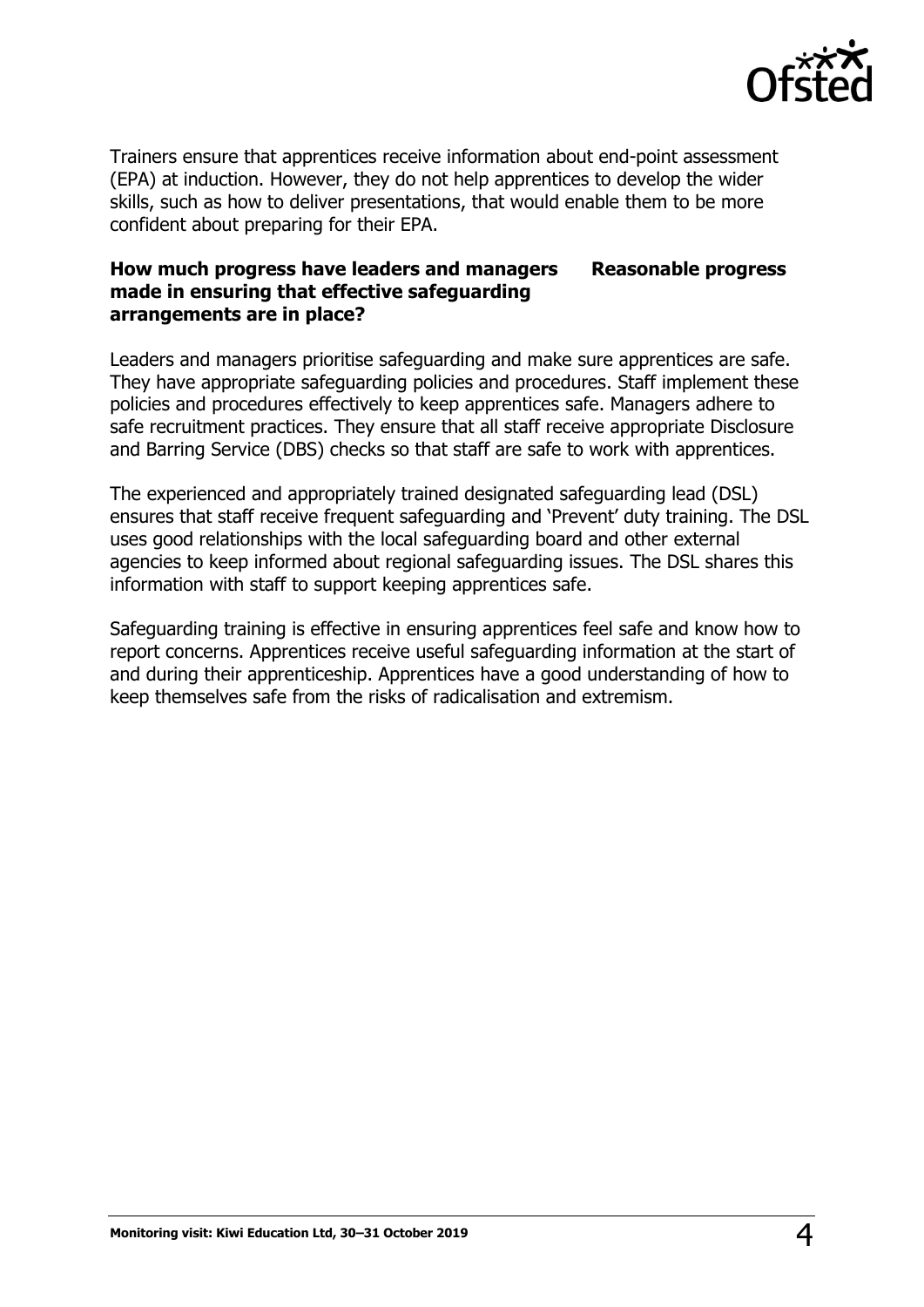Trainers ensure that apprentices receive information about end-point assessment (EPA) at induction. However, they do not help apprentices to develop the wider skills, such as how to deliver presentations, that would enable them to be more confident about preparing for their EPA.

**How much progress have leaders and managers made in ensuring that effective safeguarding arrangements are in place?** **Reasonable progress**

Leaders and managers prioritise safeguarding and make sure apprentices are safe. They have appropriate safeguarding policies and procedures. Staff implement these policies and procedures effectively to keep apprentices safe. Managers adhere to safe recruitment practices. They ensure that all staff receive appropriate Disclosure and Barring Service (DBS) checks so that staff are safe to work with apprentices.

The experienced and appropriately trained designated safeguarding lead (DSL) ensures that staff receive frequent safeguarding and 'Prevent' duty training. The DSL uses good relationships with the local safeguarding board and other external agencies to keep informed about regional safeguarding issues. The DSL shares this information with staff to support keeping apprentices safe.

Safeguarding training is effective in ensuring apprentices feel safe and know how to report concerns. Apprentices receive useful safeguarding information at the start of and during their apprenticeship. Apprentices have a good understanding of how to keep themselves safe from the risks of radicalisation and extremism.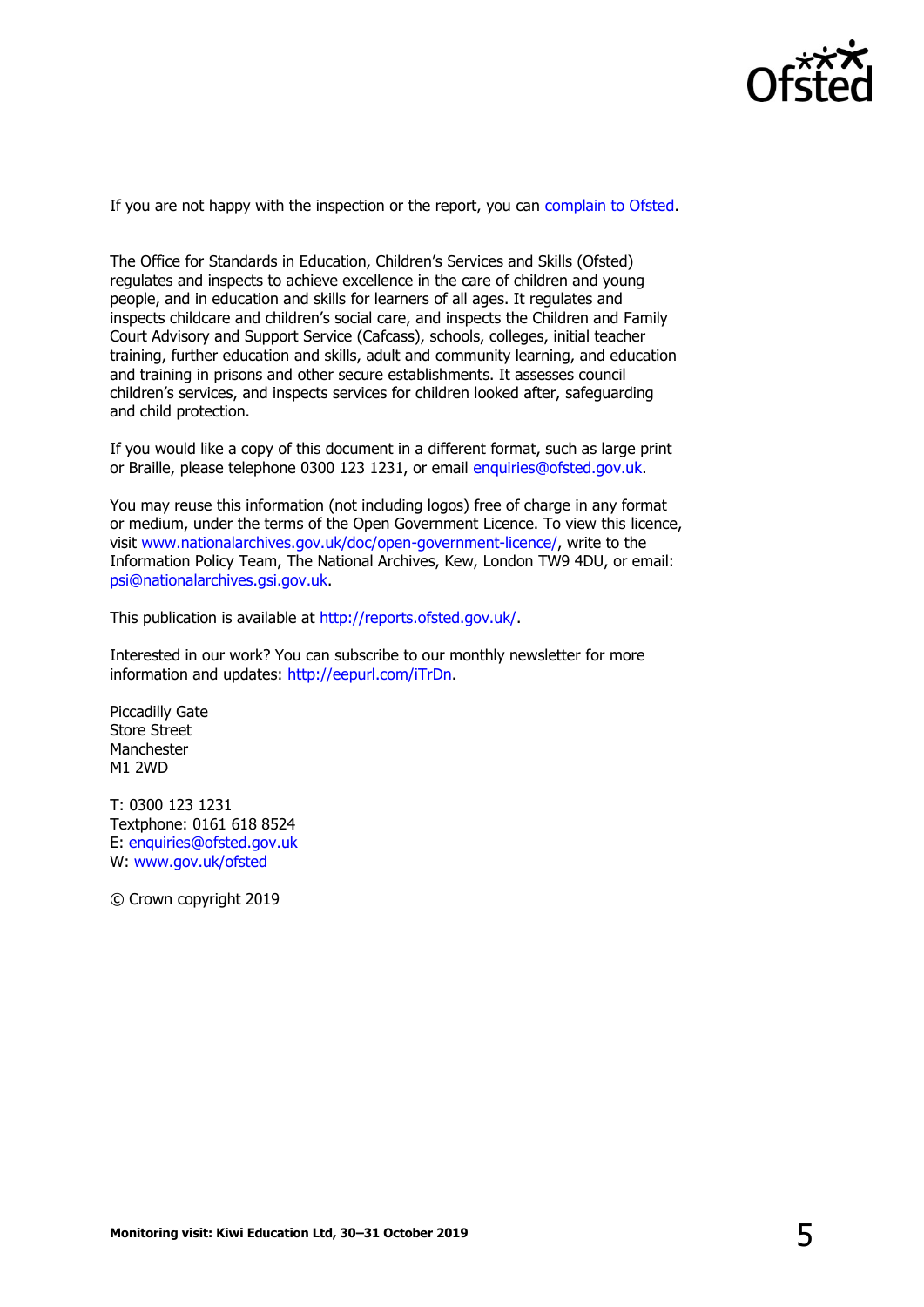If you are not happy with the inspection or the report, you can complain to Ofsted.

The Office for Standards in Education, Children's Services and Skills (Ofsted) regulates and inspects to achieve excellence in the care of children and young people, and in education and skills for learners of all ages. It regulates and inspects childcare and children's social care, and inspects the Children and Family Court Advisory and Support Service (Cafcass), schools, colleges, initial teacher training, further education and skills, adult and community learning, and education and training in prisons and other secure establishments. It assesses council children's services, and inspects services for children looked after, safeguarding and child protection.

If you would like a copy of this document in a different format, such as large print or Braille, please telephone 0300 123 1231, or email enquiries@ofsted.gov.uk.

You may reuse this information (not including logos) free of charge in any format or medium, under the terms of the Open Government Licence. To view this licence, visit www.nationalarchives.gov.uk/doc/open-government-licence/, write to the Information Policy Team, The National Archives, Kew, London TW9 4DU, or email: psi@nationalarchives.gsi.gov.uk.

This publication is available at http://reports.ofsted.gov.uk/.

Interested in our work? You can subscribe to our monthly newsletter for more information and updates: http://eepurl.com/iTrDn.

Piccadilly Gate
Store Street
Manchester
M1 2WD

T: 0300 123 1231
Textphone: 0161 618 8524
E: enquiries@ofsted.gov.uk
W: www.gov.uk/ofsted

© Crown copyright 2019